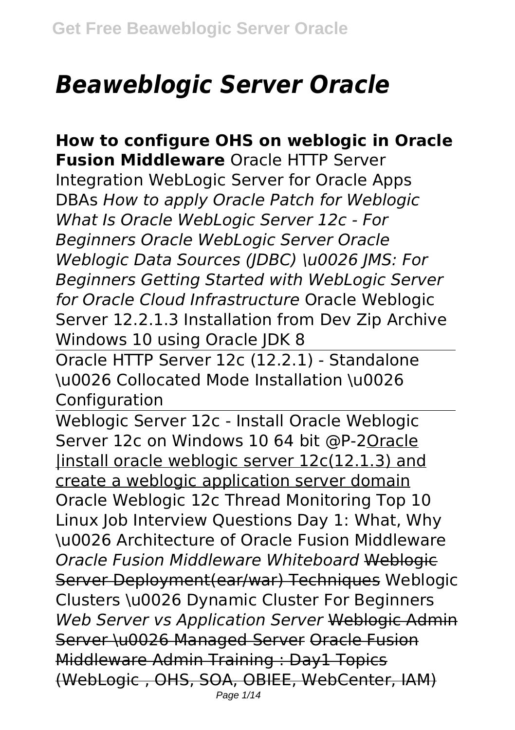# *Beaweblogic Server Oracle*

**How to configure OHS on weblogic in Oracle Fusion Middleware** Oracle HTTP Server Integration WebLogic Server for Oracle Apps DBAs *How to apply Oracle Patch for Weblogic What Is Oracle WebLogic Server 12c - For Beginners Oracle WebLogic Server Oracle Weblogic Data Sources (JDBC) \u0026 JMS: For Beginners Getting Started with WebLogic Server for Oracle Cloud Infrastructure* Oracle Weblogic Server 12.2.1.3 Installation from Dev Zip Archive Windows 10 using Oracle JDK 8

Oracle HTTP Server 12c (12.2.1) - Standalone \u0026 Collocated Mode Installation \u0026 Configuration

Weblogic Server 12c - Install Oracle Weblogic Server 12c on Windows 10 64 bit @P-2Oracle |install oracle weblogic server 12c(12.1.3) and create a weblogic application server domain Oracle Weblogic 12c Thread Monitoring Top 10 Linux Job Interview Questions Day 1: What, Why \u0026 Architecture of Oracle Fusion Middleware *Oracle Fusion Middleware Whiteboard* ~~Weblogic Server Deployment(ear/war) Techniques~~ Weblogic Clusters \u0026 Dynamic Cluster For Beginners *Web Server vs Application Server* ~~Weblogic Admin Server \u0026 Managed Server~~ ~~Oracle Fusion Middleware Admin Training : Day1 Topics (WebLogic , OHS, SOA, OBIEE, WebCenter, IAM)~~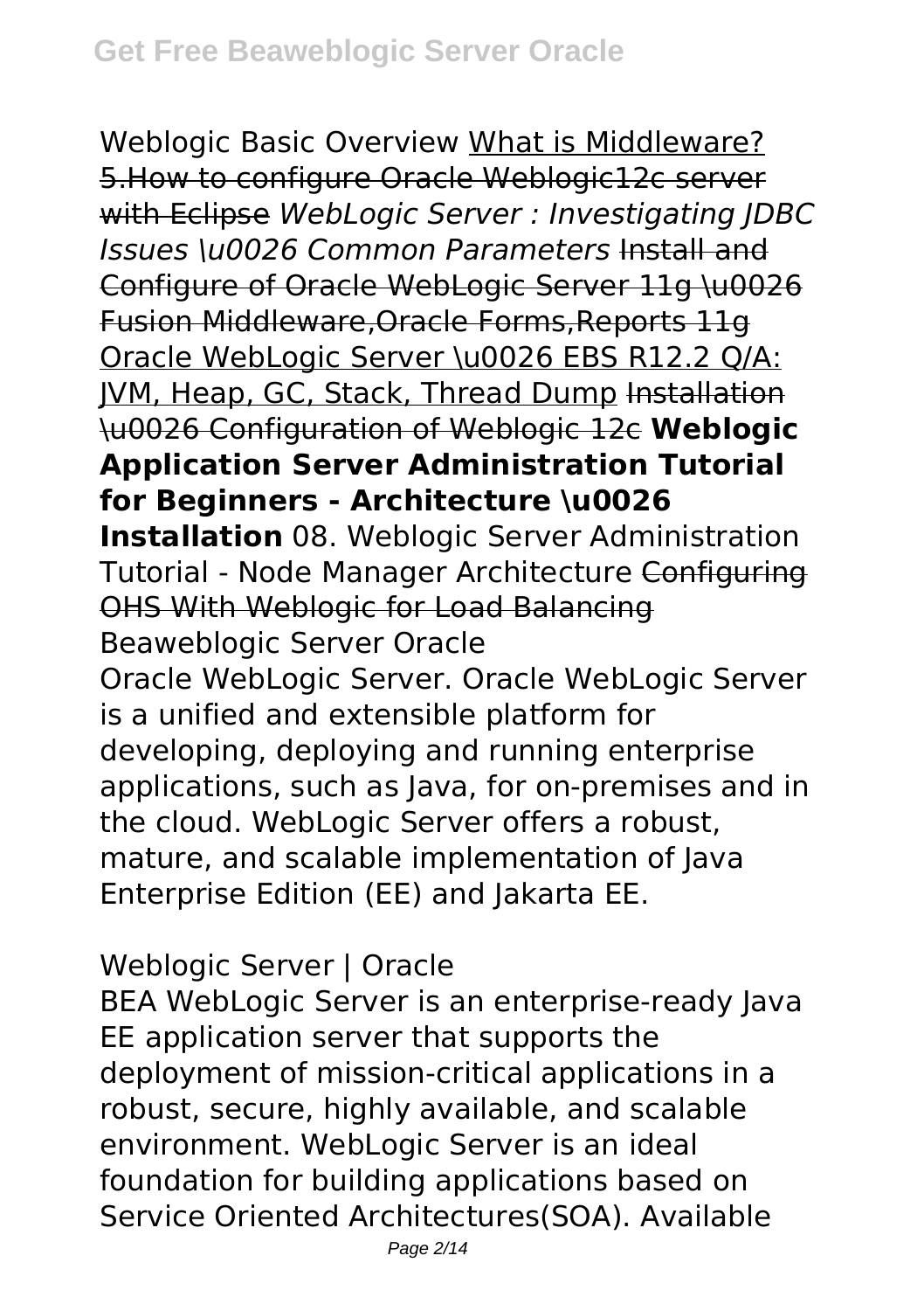Weblogic Basic Overview What is Middleware? ~~5.How to configure Oracle Weblogic12c server with Eclipse~~ *WebLogic Server : Investigating JDBC Issues \u0026 Common Parameters* ~~Install and Configure of Oracle WebLogic Server 11g \u0026 Fusion Middleware,Oracle Forms,Reports 11g~~ Oracle WebLogic Server \u0026 EBS R12.2 Q/A: JVM, Heap, GC, Stack, Thread Dump ~~Installation \u0026 Configuration of Weblogic 12c~~ **Weblogic Application Server Administration Tutorial for Beginners - Architecture \u0026 Installation** 08. Weblogic Server Administration Tutorial - Node Manager Architecture ~~Configuring OHS With Weblogic for Load Balancing~~

Beaweblogic Server Oracle

Oracle WebLogic Server. Oracle WebLogic Server is a unified and extensible platform for developing, deploying and running enterprise applications, such as Java, for on-premises and in the cloud. WebLogic Server offers a robust, mature, and scalable implementation of Java Enterprise Edition (EE) and Jakarta EE.

Weblogic Server | Oracle

BEA WebLogic Server is an enterprise-ready Java EE application server that supports the deployment of mission-critical applications in a robust, secure, highly available, and scalable environment. WebLogic Server is an ideal foundation for building applications based on Service Oriented Architectures(SOA). Available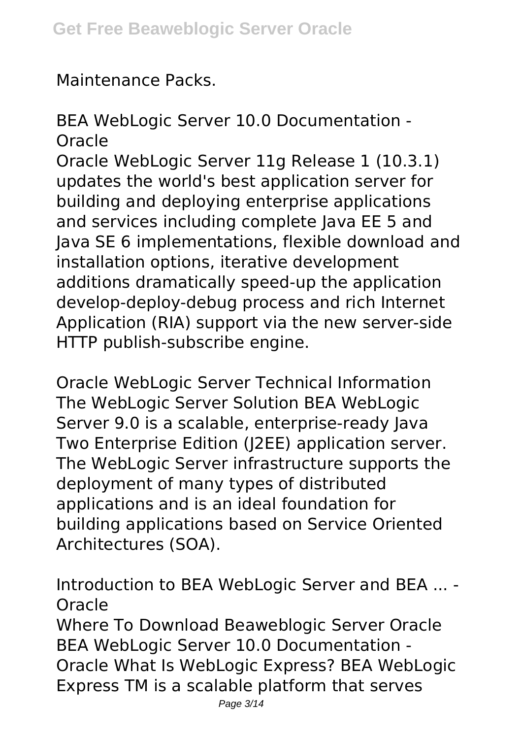Maintenance Packs.

**BEA WebLogic Server 10.0 Documentation - Oracle**

Oracle WebLogic Server 11g Release 1 (10.3.1) updates the world's best application server for building and deploying enterprise applications and services including complete Java EE 5 and Java SE 6 implementations, flexible download and installation options, iterative development additions dramatically speed-up the application develop-deploy-debug process and rich Internet Application (RIA) support via the new server-side HTTP publish-subscribe engine.

**Oracle WebLogic Server Technical Information**

The WebLogic Server Solution BEA WebLogic Server 9.0 is a scalable, enterprise-ready Java Two Enterprise Edition (J2EE) application server. The WebLogic Server infrastructure supports the deployment of many types of distributed applications and is an ideal foundation for building applications based on Service Oriented Architectures (SOA).

**Introduction to BEA WebLogic Server and BEA ... - Oracle**

Where To Download Beaweblogic Server Oracle BEA WebLogic Server 10.0 Documentation - Oracle What Is WebLogic Express? BEA WebLogic Express TM is a scalable platform that serves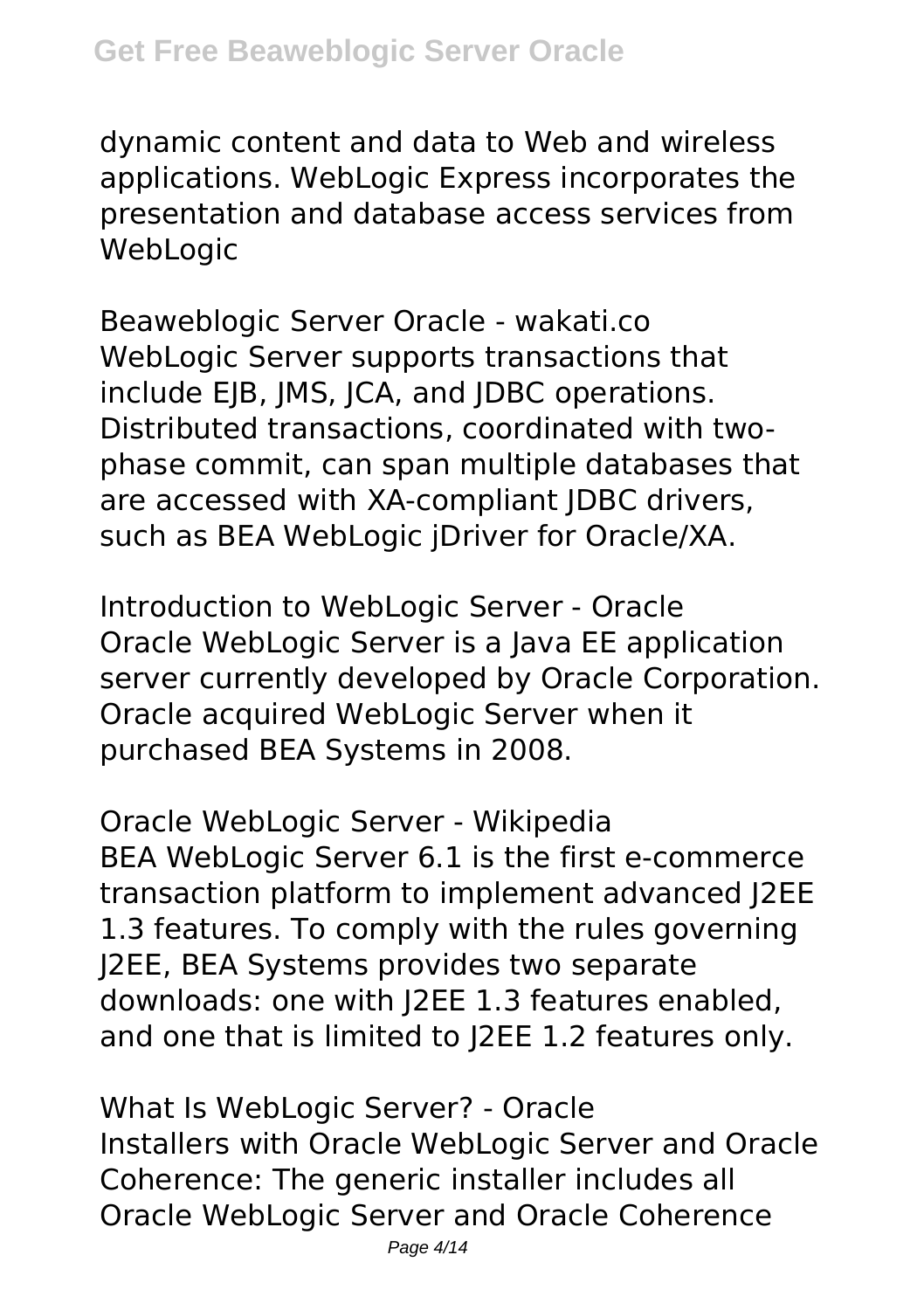dynamic content and data to Web and wireless applications. WebLogic Express incorporates the presentation and database access services from WebLogic

Beaweblogic Server Oracle - wakati.co
WebLogic Server supports transactions that include EJB, JMS, JCA, and JDBC operations. Distributed transactions, coordinated with two-phase commit, can span multiple databases that are accessed with XA-compliant JDBC drivers, such as BEA WebLogic jDriver for Oracle/XA.

Introduction to WebLogic Server - Oracle
Oracle WebLogic Server is a Java EE application server currently developed by Oracle Corporation. Oracle acquired WebLogic Server when it purchased BEA Systems in 2008.

Oracle WebLogic Server - Wikipedia
BEA WebLogic Server 6.1 is the first e-commerce transaction platform to implement advanced J2EE 1.3 features. To comply with the rules governing J2EE, BEA Systems provides two separate downloads: one with J2EE 1.3 features enabled, and one that is limited to J2EE 1.2 features only.

What Is WebLogic Server? - Oracle
Installers with Oracle WebLogic Server and Oracle Coherence: The generic installer includes all Oracle WebLogic Server and Oracle Coherence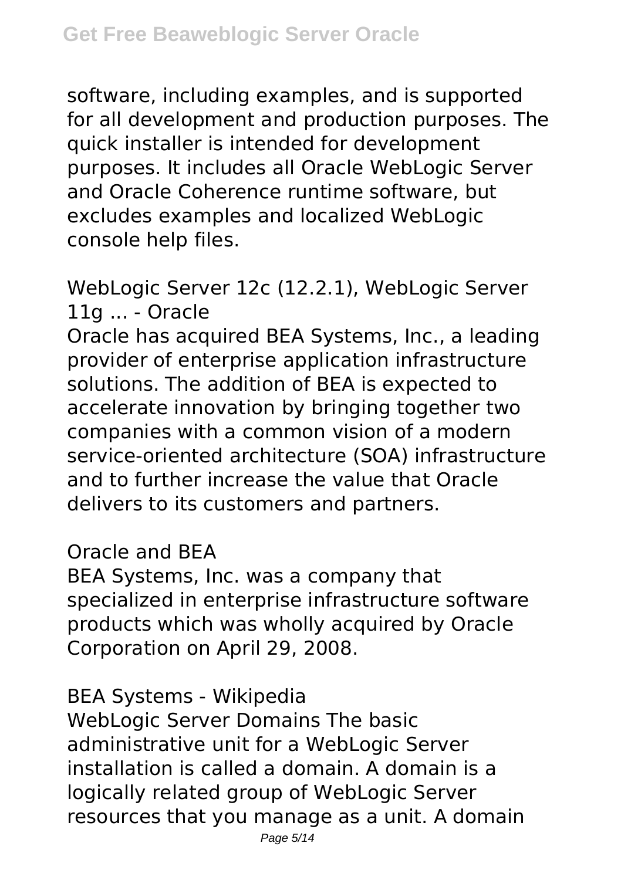software, including examples, and is supported for all development and production purposes. The quick installer is intended for development purposes. It includes all Oracle WebLogic Server and Oracle Coherence runtime software, but excludes examples and localized WebLogic console help files.

WebLogic Server 12c (12.2.1), WebLogic Server 11g ... - Oracle

Oracle has acquired BEA Systems, Inc., a leading provider of enterprise application infrastructure solutions. The addition of BEA is expected to accelerate innovation by bringing together two companies with a common vision of a modern service-oriented architecture (SOA) infrastructure and to further increase the value that Oracle delivers to its customers and partners.

Oracle and BEA

BEA Systems, Inc. was a company that specialized in enterprise infrastructure software products which was wholly acquired by Oracle Corporation on April 29, 2008.

BEA Systems - Wikipedia

WebLogic Server Domains The basic administrative unit for a WebLogic Server installation is called a domain. A domain is a logically related group of WebLogic Server resources that you manage as a unit. A domain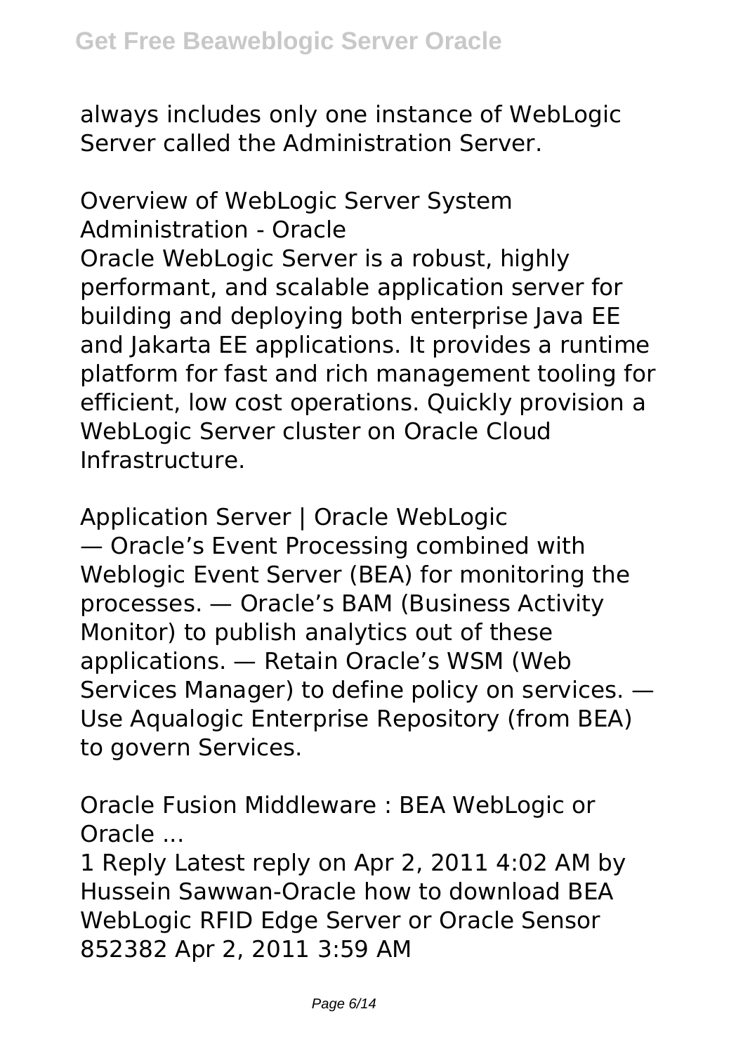always includes only one instance of WebLogic Server called the Administration Server.

Overview of WebLogic Server System Administration - Oracle

Oracle WebLogic Server is a robust, highly performant, and scalable application server for building and deploying both enterprise Java EE and Jakarta EE applications. It provides a runtime platform for fast and rich management tooling for efficient, low cost operations. Quickly provision a WebLogic Server cluster on Oracle Cloud Infrastructure.

Application Server | Oracle WebLogic

— Oracle's Event Processing combined with Weblogic Event Server (BEA) for monitoring the processes. — Oracle's BAM (Business Activity Monitor) to publish analytics out of these applications. — Retain Oracle's WSM (Web Services Manager) to define policy on services. — Use Aqualogic Enterprise Repository (from BEA) to govern Services.

Oracle Fusion Middleware : BEA WebLogic or Oracle ...

1 Reply Latest reply on Apr 2, 2011 4:02 AM by Hussein Sawwan-Oracle how to download BEA WebLogic RFID Edge Server or Oracle Sensor 852382 Apr 2, 2011 3:59 AM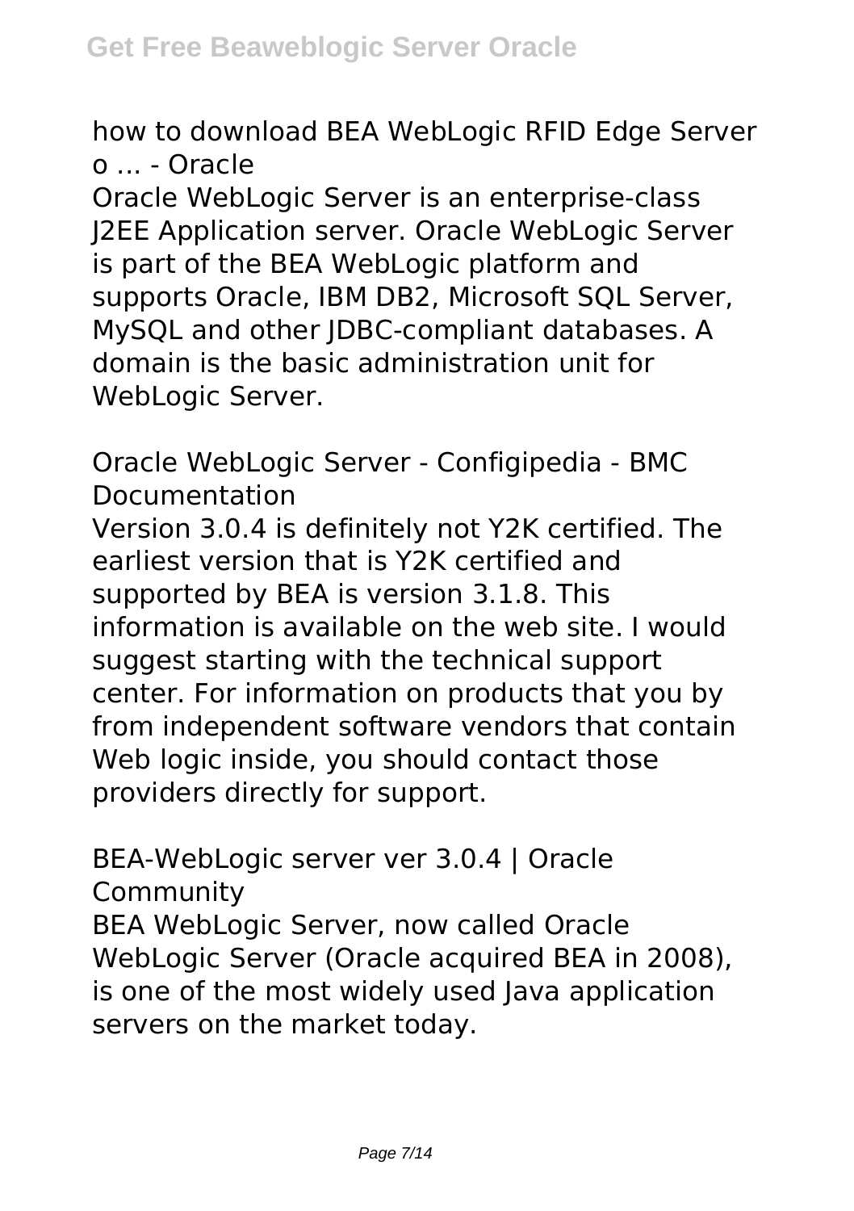how to download BEA WebLogic RFID Edge Server o ... - Oracle

Oracle WebLogic Server is an enterprise-class J2EE Application server. Oracle WebLogic Server is part of the BEA WebLogic platform and supports Oracle, IBM DB2, Microsoft SQL Server, MySQL and other JDBC-compliant databases. A domain is the basic administration unit for WebLogic Server.

Oracle WebLogic Server - Configipedia - BMC Documentation

Version 3.0.4 is definitely not Y2K certified. The earliest version that is Y2K certified and supported by BEA is version 3.1.8. This information is available on the web site. I would suggest starting with the technical support center. For information on products that you by from independent software vendors that contain Web logic inside, you should contact those providers directly for support.

BEA-WebLogic server ver 3.0.4 | Oracle Community

BEA WebLogic Server, now called Oracle WebLogic Server (Oracle acquired BEA in 2008), is one of the most widely used Java application servers on the market today.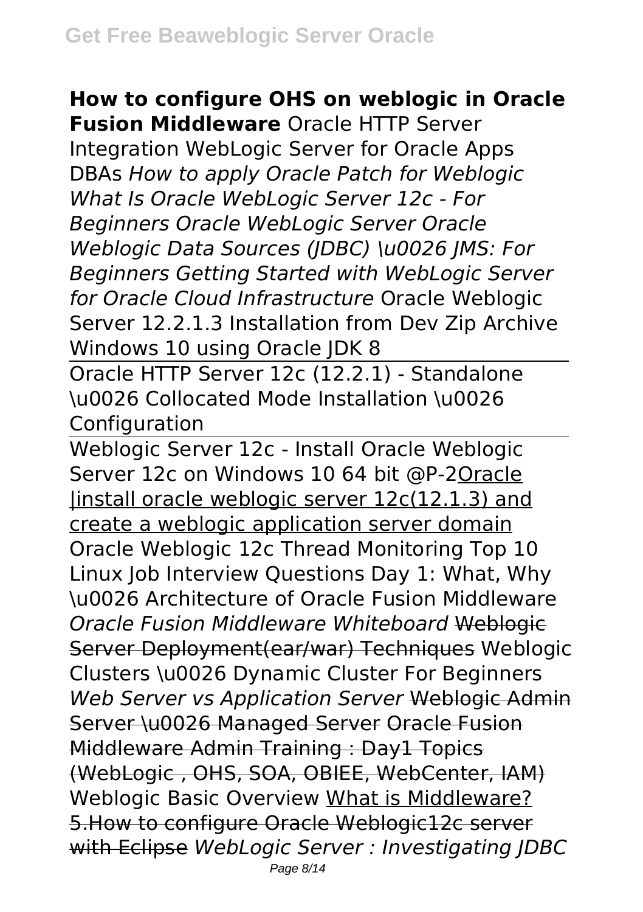**How to configure OHS on weblogic in Oracle Fusion Middleware** Oracle HTTP Server Integration WebLogic Server for Oracle Apps DBAs *How to apply Oracle Patch for Weblogic What Is Oracle WebLogic Server 12c - For Beginners Oracle WebLogic Server Oracle Weblogic Data Sources (JDBC) \u0026 JMS: For Beginners Getting Started with WebLogic Server for Oracle Cloud Infrastructure* Oracle Weblogic Server 12.2.1.3 Installation from Dev Zip Archive Windows 10 using Oracle JDK 8

Oracle HTTP Server 12c (12.2.1) - Standalone \u0026 Collocated Mode Installation \u0026 Configuration

Weblogic Server 12c - Install Oracle Weblogic Server 12c on Windows 10 64 bit @P-2Oracle |install oracle weblogic server 12c(12.1.3) and create a weblogic application server domain Oracle Weblogic 12c Thread Monitoring Top 10 Linux Job Interview Questions Day 1: What, Why \u0026 Architecture of Oracle Fusion Middleware *Oracle Fusion Middleware Whiteboard* ~~Weblogic Server Deployment(ear/war) Techniques~~ Weblogic Clusters \u0026 Dynamic Cluster For Beginners *Web Server vs Application Server* ~~Weblogic Admin Server \u0026 Managed Server~~ ~~Oracle Fusion Middleware Admin Training : Day1 Topics (WebLogic , OHS, SOA, OBIEE, WebCenter, IAM)~~ Weblogic Basic Overview What is Middleware? ~~5.How to configure Oracle Weblogic12c server with Eclipse~~ *WebLogic Server : Investigating JDBC*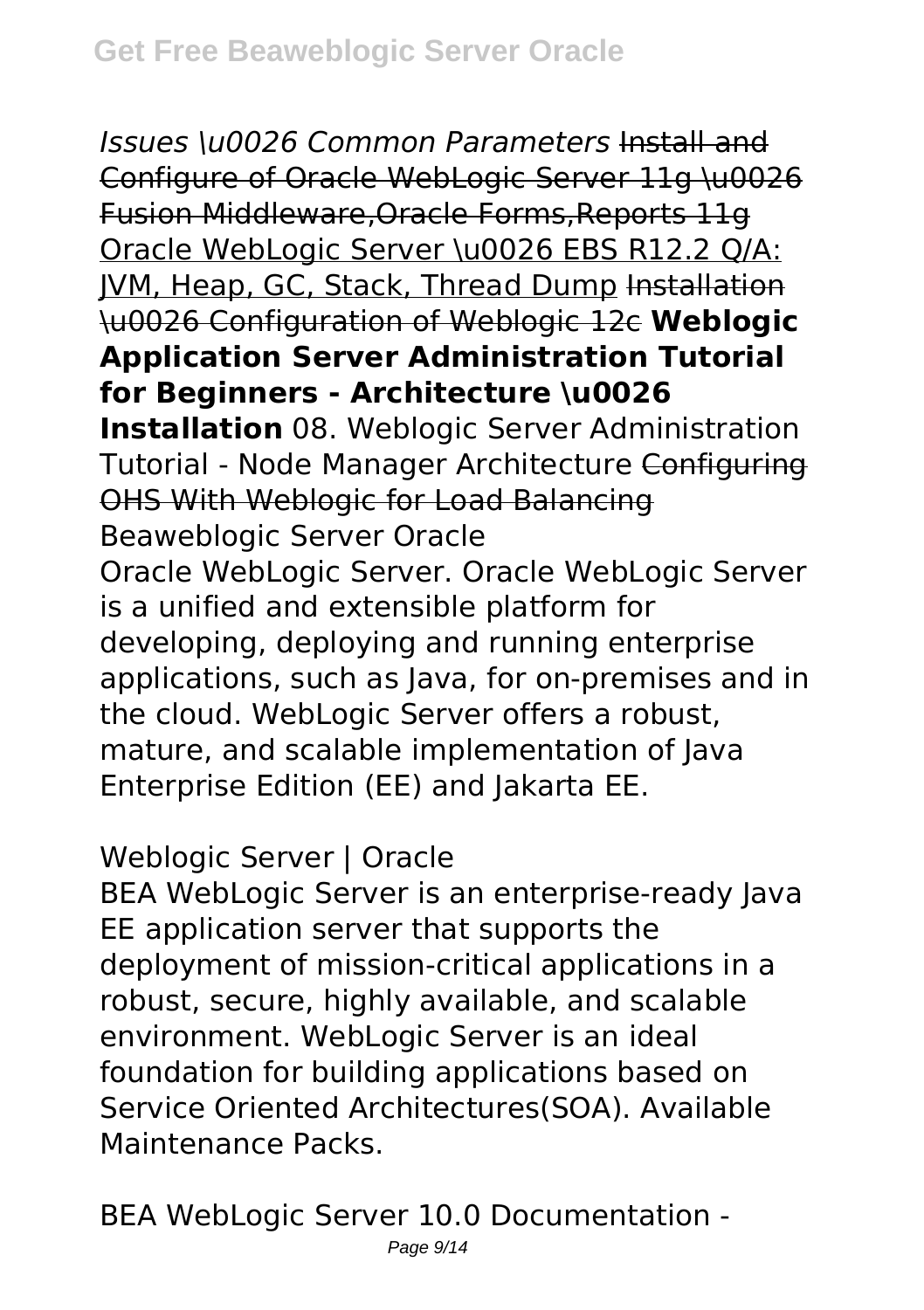*Issues \u0026 Common Parameters* ~~Install and Configure of Oracle WebLogic Server 11g \u0026 Fusion Middleware,Oracle Forms,Reports 11g~~ Oracle WebLogic Server \u0026 EBS R12.2 Q/A: JVM, Heap, GC, Stack, Thread Dump ~~Installation \u0026 Configuration of Weblogic 12c~~ **Weblogic Application Server Administration Tutorial for Beginners - Architecture \u0026 Installation** 08. Weblogic Server Administration Tutorial - Node Manager Architecture ~~Configuring OHS With Weblogic for Load Balancing~~

Beaweblogic Server Oracle

Oracle WebLogic Server. Oracle WebLogic Server is a unified and extensible platform for developing, deploying and running enterprise applications, such as Java, for on-premises and in the cloud. WebLogic Server offers a robust, mature, and scalable implementation of Java Enterprise Edition (EE) and Jakarta EE.

Weblogic Server | Oracle

BEA WebLogic Server is an enterprise-ready Java EE application server that supports the deployment of mission-critical applications in a robust, secure, highly available, and scalable environment. WebLogic Server is an ideal foundation for building applications based on Service Oriented Architectures(SOA). Available Maintenance Packs.

BEA WebLogic Server 10.0 Documentation -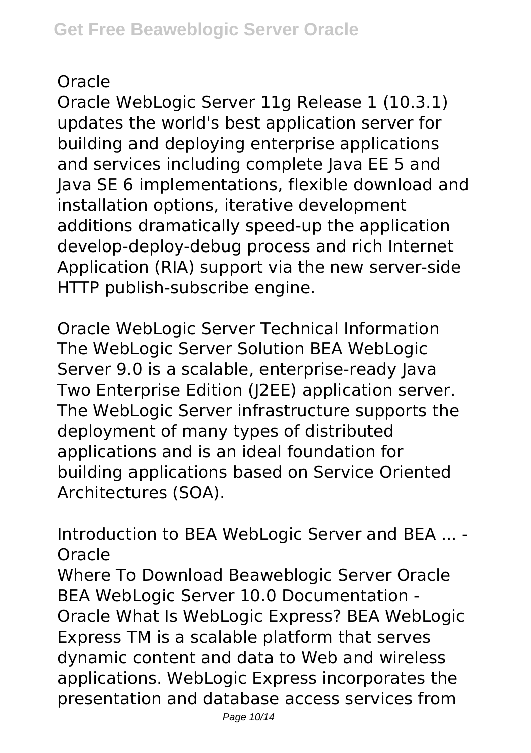Oracle

Oracle WebLogic Server 11g Release 1 (10.3.1) updates the world's best application server for building and deploying enterprise applications and services including complete Java EE 5 and Java SE 6 implementations, flexible download and installation options, iterative development additions dramatically speed-up the application develop-deploy-debug process and rich Internet Application (RIA) support via the new server-side HTTP publish-subscribe engine.

Oracle WebLogic Server Technical Information
The WebLogic Server Solution BEA WebLogic Server 9.0 is a scalable, enterprise-ready Java Two Enterprise Edition (J2EE) application server. The WebLogic Server infrastructure supports the deployment of many types of distributed applications and is an ideal foundation for building applications based on Service Oriented Architectures (SOA).

Introduction to BEA WebLogic Server and BEA ... - Oracle
Where To Download Beaweblogic Server Oracle BEA WebLogic Server 10.0 Documentation - Oracle What Is WebLogic Express? BEA WebLogic Express TM is a scalable platform that serves dynamic content and data to Web and wireless applications. WebLogic Express incorporates the presentation and database access services from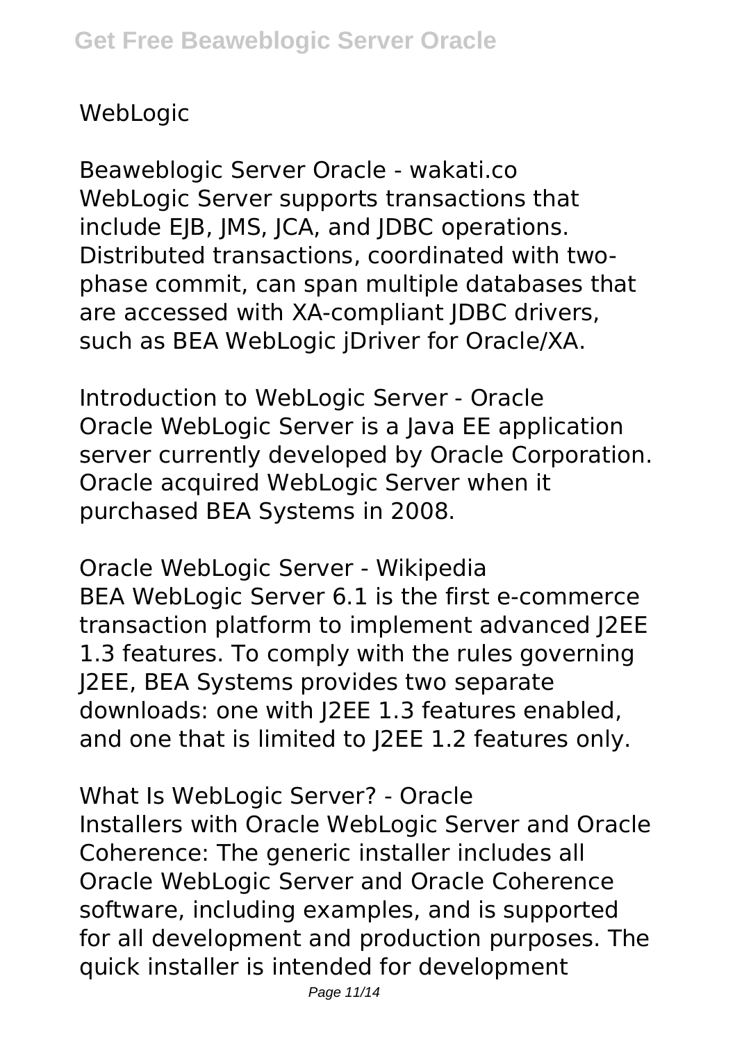WebLogic

Beaweblogic Server Oracle - wakati.co
WebLogic Server supports transactions that include EJB, JMS, JCA, and JDBC operations. Distributed transactions, coordinated with two-phase commit, can span multiple databases that are accessed with XA-compliant JDBC drivers, such as BEA WebLogic jDriver for Oracle/XA.

Introduction to WebLogic Server - Oracle
Oracle WebLogic Server is a Java EE application server currently developed by Oracle Corporation. Oracle acquired WebLogic Server when it purchased BEA Systems in 2008.

Oracle WebLogic Server - Wikipedia
BEA WebLogic Server 6.1 is the first e-commerce transaction platform to implement advanced J2EE 1.3 features. To comply with the rules governing J2EE, BEA Systems provides two separate downloads: one with J2EE 1.3 features enabled, and one that is limited to J2EE 1.2 features only.

What Is WebLogic Server? - Oracle
Installers with Oracle WebLogic Server and Oracle Coherence: The generic installer includes all Oracle WebLogic Server and Oracle Coherence software, including examples, and is supported for all development and production purposes. The quick installer is intended for development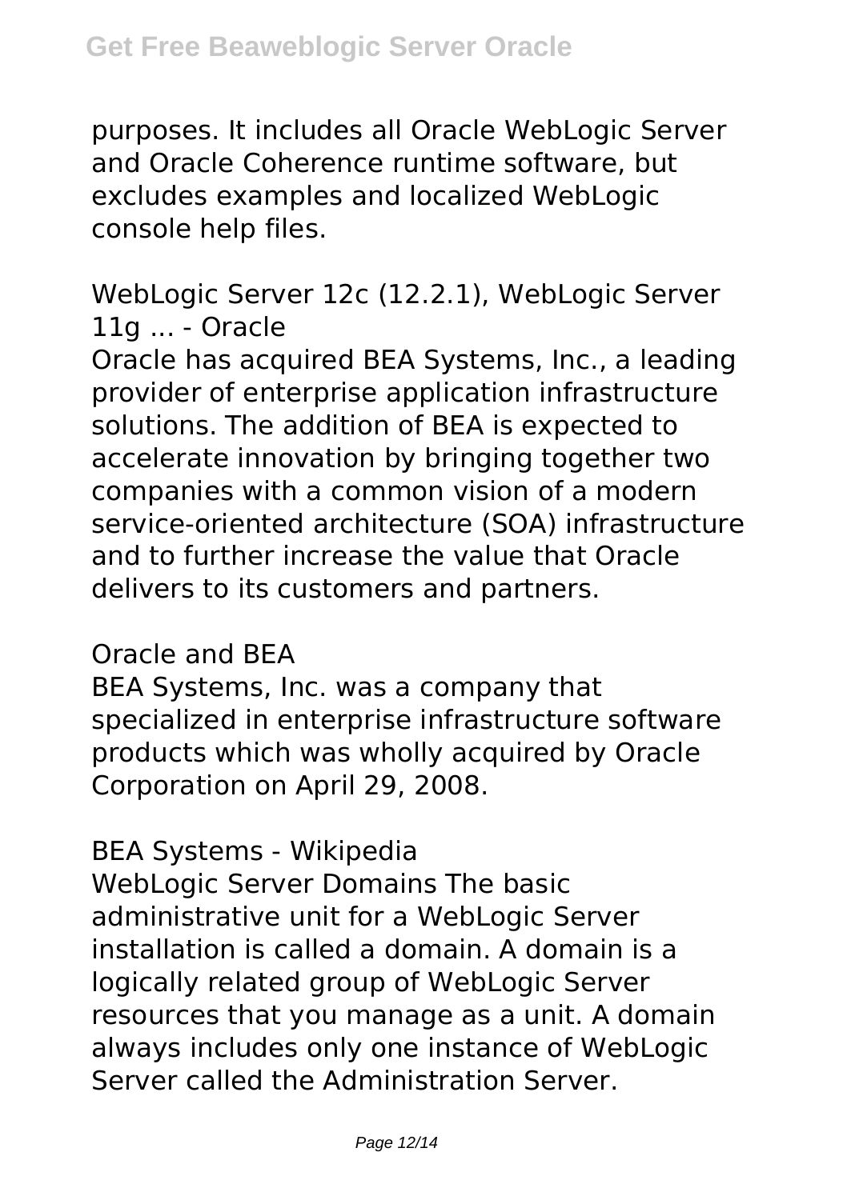purposes. It includes all Oracle WebLogic Server and Oracle Coherence runtime software, but excludes examples and localized WebLogic console help files.

WebLogic Server 12c (12.2.1), WebLogic Server 11g ... - Oracle

Oracle has acquired BEA Systems, Inc., a leading provider of enterprise application infrastructure solutions. The addition of BEA is expected to accelerate innovation by bringing together two companies with a common vision of a modern service-oriented architecture (SOA) infrastructure and to further increase the value that Oracle delivers to its customers and partners.

Oracle and BEA

BEA Systems, Inc. was a company that specialized in enterprise infrastructure software products which was wholly acquired by Oracle Corporation on April 29, 2008.

BEA Systems - Wikipedia

WebLogic Server Domains The basic administrative unit for a WebLogic Server installation is called a domain. A domain is a logically related group of WebLogic Server resources that you manage as a unit. A domain always includes only one instance of WebLogic Server called the Administration Server.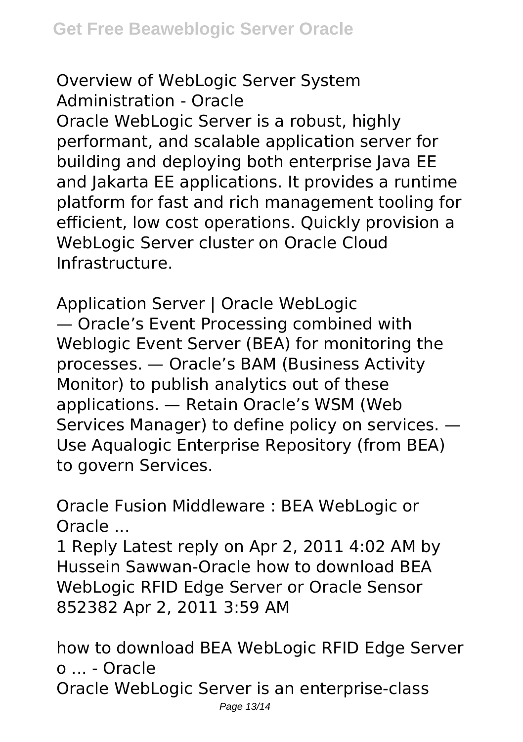Overview of WebLogic Server System Administration - Oracle

Oracle WebLogic Server is a robust, highly performant, and scalable application server for building and deploying both enterprise Java EE and Jakarta EE applications. It provides a runtime platform for fast and rich management tooling for efficient, low cost operations. Quickly provision a WebLogic Server cluster on Oracle Cloud Infrastructure.

Application Server | Oracle WebLogic

— Oracle's Event Processing combined with Weblogic Event Server (BEA) for monitoring the processes. — Oracle's BAM (Business Activity Monitor) to publish analytics out of these applications. — Retain Oracle's WSM (Web Services Manager) to define policy on services. — Use Aqualogic Enterprise Repository (from BEA) to govern Services.

Oracle Fusion Middleware : BEA WebLogic or Oracle ...

1 Reply Latest reply on Apr 2, 2011 4:02 AM by Hussein Sawwan-Oracle how to download BEA WebLogic RFID Edge Server or Oracle Sensor 852382 Apr 2, 2011 3:59 AM

how to download BEA WebLogic RFID Edge Server o ... - Oracle

Oracle WebLogic Server is an enterprise-class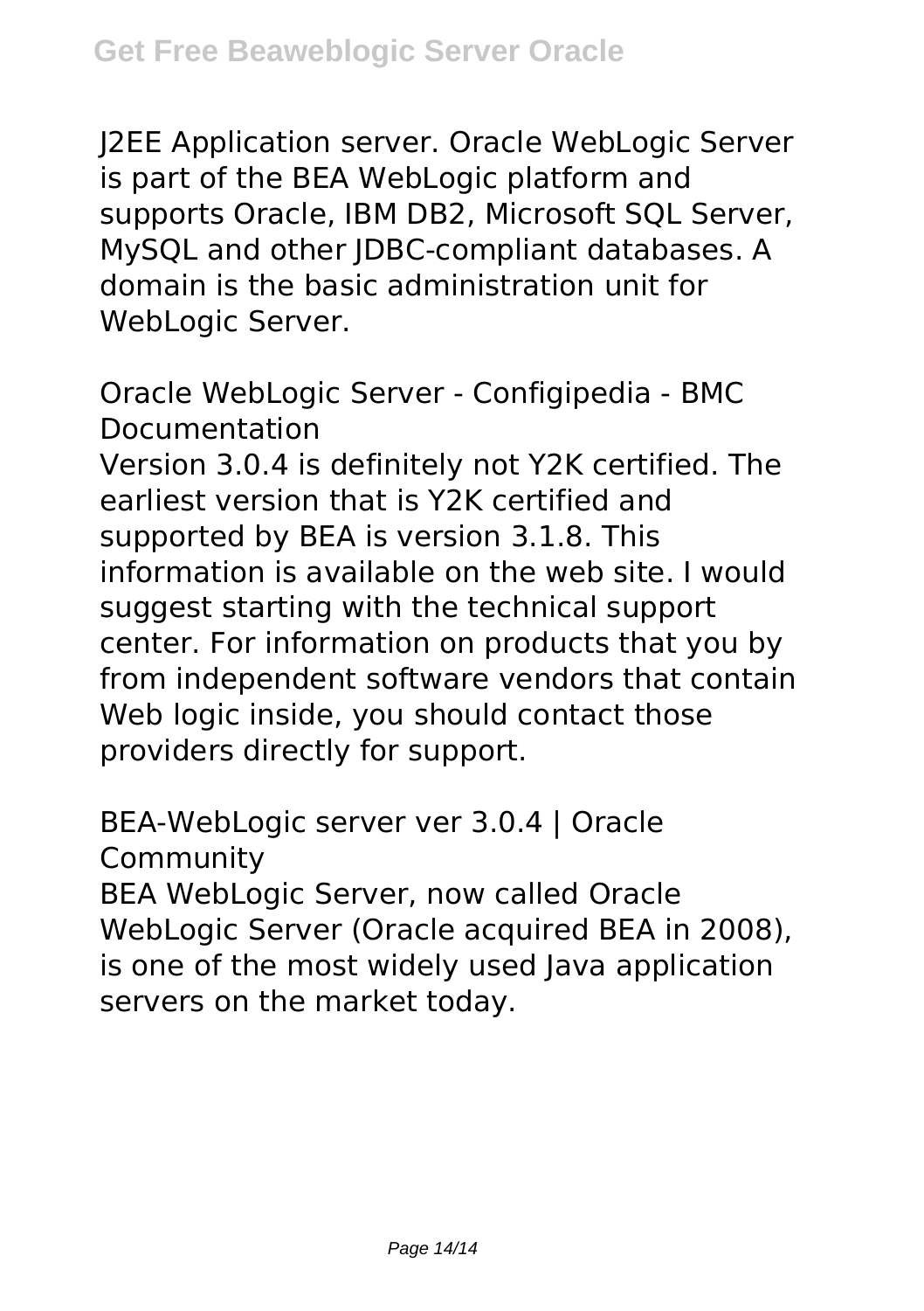J2EE Application server. Oracle WebLogic Server is part of the BEA WebLogic platform and supports Oracle, IBM DB2, Microsoft SQL Server, MySQL and other JDBC-compliant databases. A domain is the basic administration unit for WebLogic Server.

Oracle WebLogic Server - Configipedia - BMC Documentation

Version 3.0.4 is definitely not Y2K certified. The earliest version that is Y2K certified and supported by BEA is version 3.1.8. This information is available on the web site. I would suggest starting with the technical support center. For information on products that you by from independent software vendors that contain Web logic inside, you should contact those providers directly for support.

BEA-WebLogic server ver 3.0.4 | Oracle Community

BEA WebLogic Server, now called Oracle WebLogic Server (Oracle acquired BEA in 2008), is one of the most widely used Java application servers on the market today.